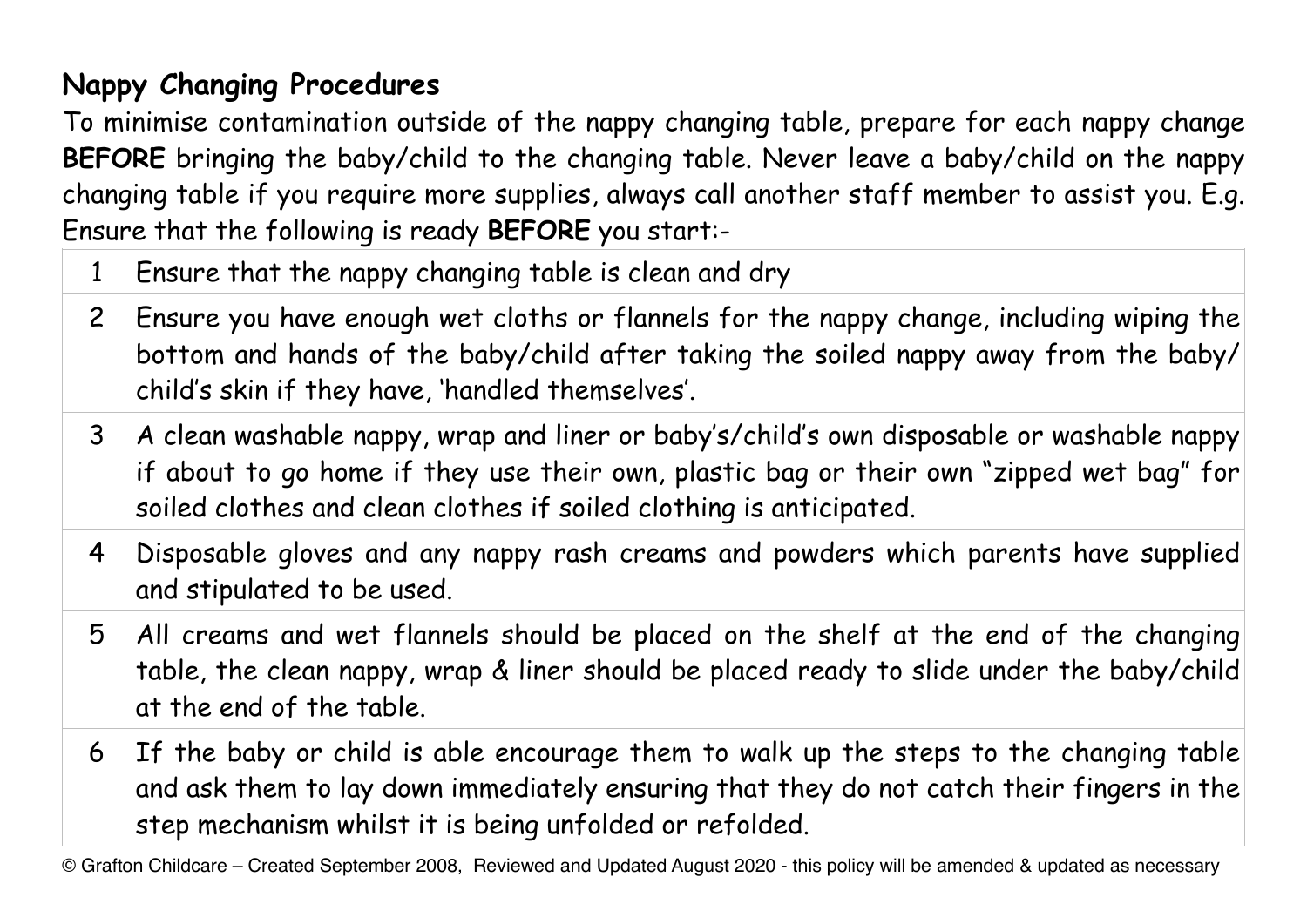## Nappy Changing Procedures

To minimise contamination outside of the nappy changing table, prepare for each nappy change **BEFORE** bringing the baby/child to the changing table. Never leave a baby/child on the nappy changing table if you require more supplies, always call another staff member to assist you. E.g. Ensure that the following is ready **BEFORE** you start:-

| | |
|---|---|
| 1 | Ensure that the nappy changing table is clean and dry |
| 2 | Ensure you have enough wet cloths or flannels for the nappy change, including wiping the bottom and hands of the baby/child after taking the soiled nappy away from the baby/child's skin if they have, 'handled themselves'. |
| 3 | A clean washable nappy, wrap and liner or baby's/child's own disposable or washable nappy if about to go home if they use their own, plastic bag or their own "zipped wet bag" for soiled clothes and clean clothes if soiled clothing is anticipated. |
| 4 | Disposable gloves and any nappy rash creams and powders which parents have supplied and stipulated to be used. |
| 5 | All creams and wet flannels should be placed on the shelf at the end of the changing table, the clean nappy, wrap & liner should be placed ready to slide under the baby/child at the end of the table. |
| 6 | If the baby or child is able encourage them to walk up the steps to the changing table and ask them to lay down immediately ensuring that they do not catch their fingers in the step mechanism whilst it is being unfolded or refolded. |

© Grafton Childcare – Created September 2008, Reviewed and Updated August 2020 - this policy will be amended & updated as necessary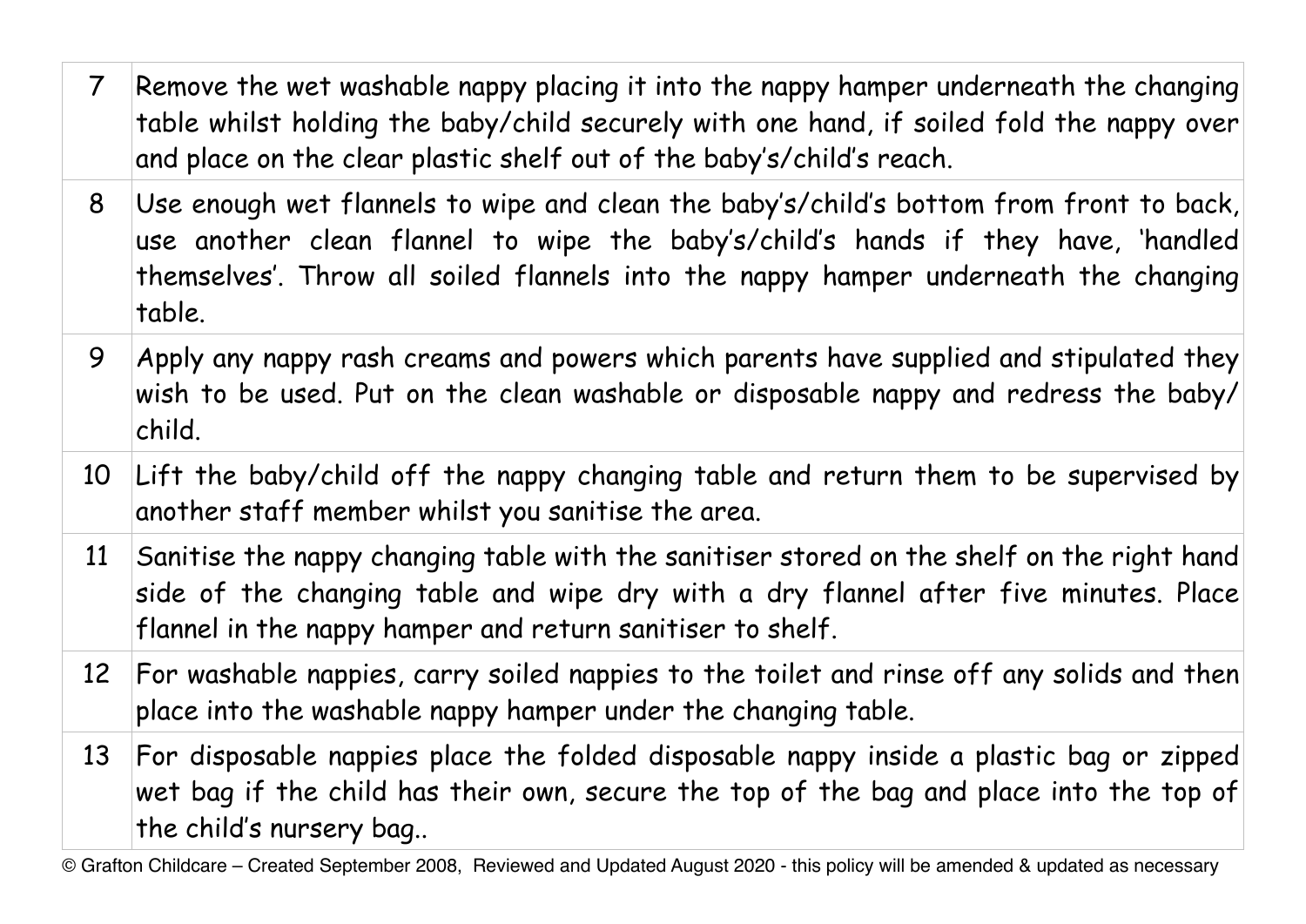| | |
|---|---|
| 7 | Remove the wet washable nappy placing it into the nappy hamper underneath the changing table whilst holding the baby/child securely with one hand, if soiled fold the nappy over and place on the clear plastic shelf out of the baby's/child's reach. |
| 8 | Use enough wet flannels to wipe and clean the baby's/child's bottom from front to back, use another clean flannel to wipe the baby's/child's hands if they have, 'handled themselves'. Throw all soiled flannels into the nappy hamper underneath the changing table. |
| 9 | Apply any nappy rash creams and powers which parents have supplied and stipulated they wish to be used. Put on the clean washable or disposable nappy and redress the baby/child. |
| 10 | Lift the baby/child off the nappy changing table and return them to be supervised by another staff member whilst you sanitise the area. |
| 11 | Sanitise the nappy changing table with the sanitiser stored on the shelf on the right hand side of the changing table and wipe dry with a dry flannel after five minutes. Place flannel in the nappy hamper and return sanitiser to shelf. |
| 12 | For washable nappies, carry soiled nappies to the toilet and rinse off any solids and then place into the washable nappy hamper under the changing table. |
| 13 | For disposable nappies place the folded disposable nappy inside a plastic bag or zipped wet bag if the child has their own, secure the top of the bag and place into the top of the child's nursery bag.. |

© Grafton Childcare – Created September 2008, Reviewed and Updated August 2020 - this policy will be amended & updated as necessary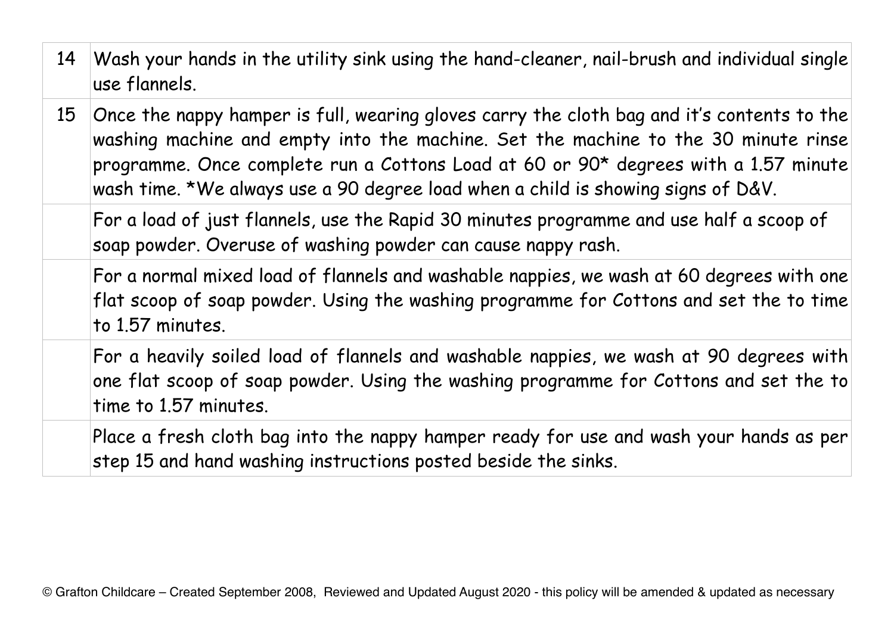| | |
|---|---|
| 14 | Wash your hands in the utility sink using the hand-cleaner, nail-brush and individual single use flannels. |
| 15 | Once the nappy hamper is full, wearing gloves carry the cloth bag and it's contents to the washing machine and empty into the machine. Set the machine to the 30 minute rinse programme. Once complete run a Cottons Load at 60 or 90* degrees with a 1.57 minute wash time. *We always use a 90 degree load when a child is showing signs of D&V. |
| | For a load of just flannels, use the Rapid 30 minutes programme and use half a scoop of soap powder. Overuse of washing powder can cause nappy rash. |
| | For a normal mixed load of flannels and washable nappies, we wash at 60 degrees with one flat scoop of soap powder. Using the washing programme for Cottons and set the to time to 1.57 minutes. |
| | For a heavily soiled load of flannels and washable nappies, we wash at 90 degrees with one flat scoop of soap powder. Using the washing programme for Cottons and set the to time to 1.57 minutes. |
| | Place a fresh cloth bag into the nappy hamper ready for use and wash your hands as per step 15 and hand washing instructions posted beside the sinks. |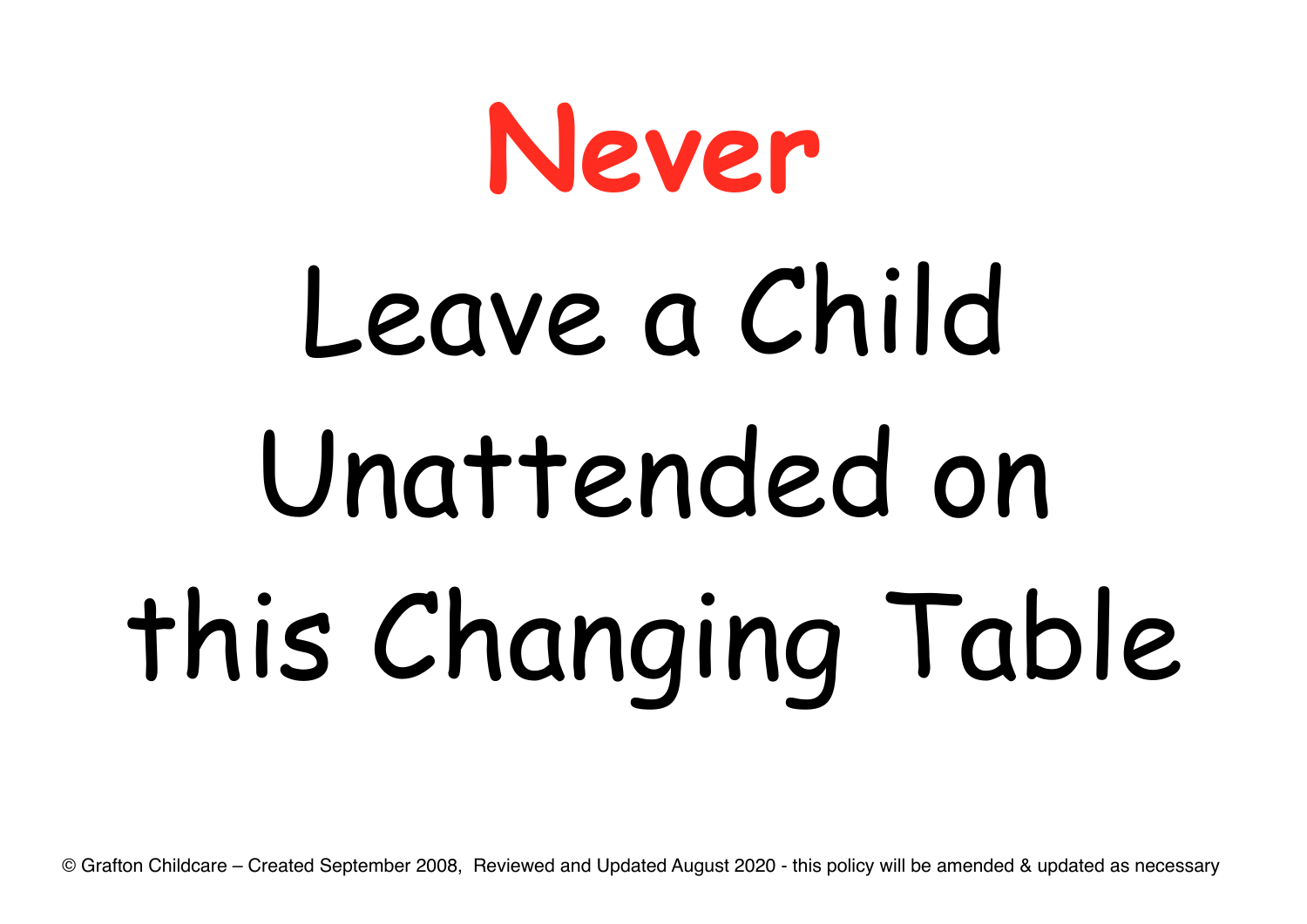# Never

# Leave a Child Unattended on this Changing Table